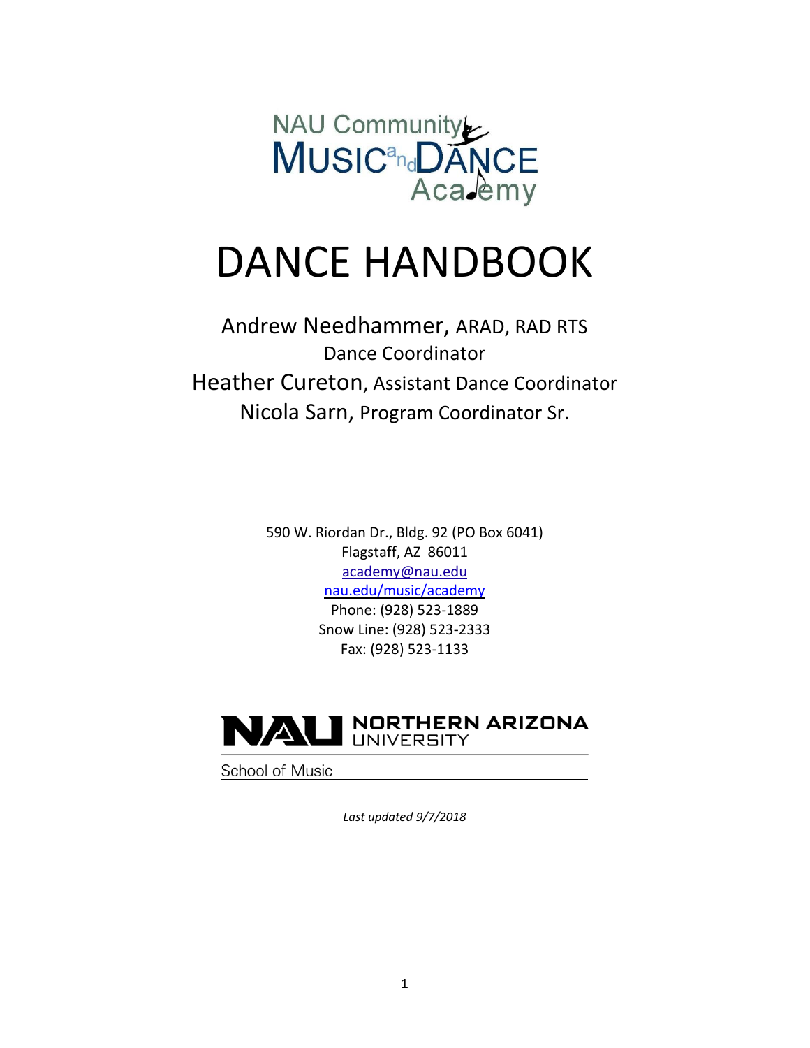NAU Community Music and Dance Academy

# DANCE HANDBOOK

Andrew Needhammer, ARAD, RAD RTS
Dance Coordinator
Heather Cureton, Assistant Dance Coordinator
Nicola Sarn, Program Coordinator Sr.

590 W. Riordan Dr., Bldg. 92 (PO Box 6041)
Flagstaff, AZ 86011
academy@nau.edu
nau.edu/music/academy
Phone: (928) 523-1889
Snow Line: (928) 523-2333
Fax: (928) 523-1133

NAU NORTHERN ARIZONA UNIVERSITY
School of Music

*Last updated 9/7/2018*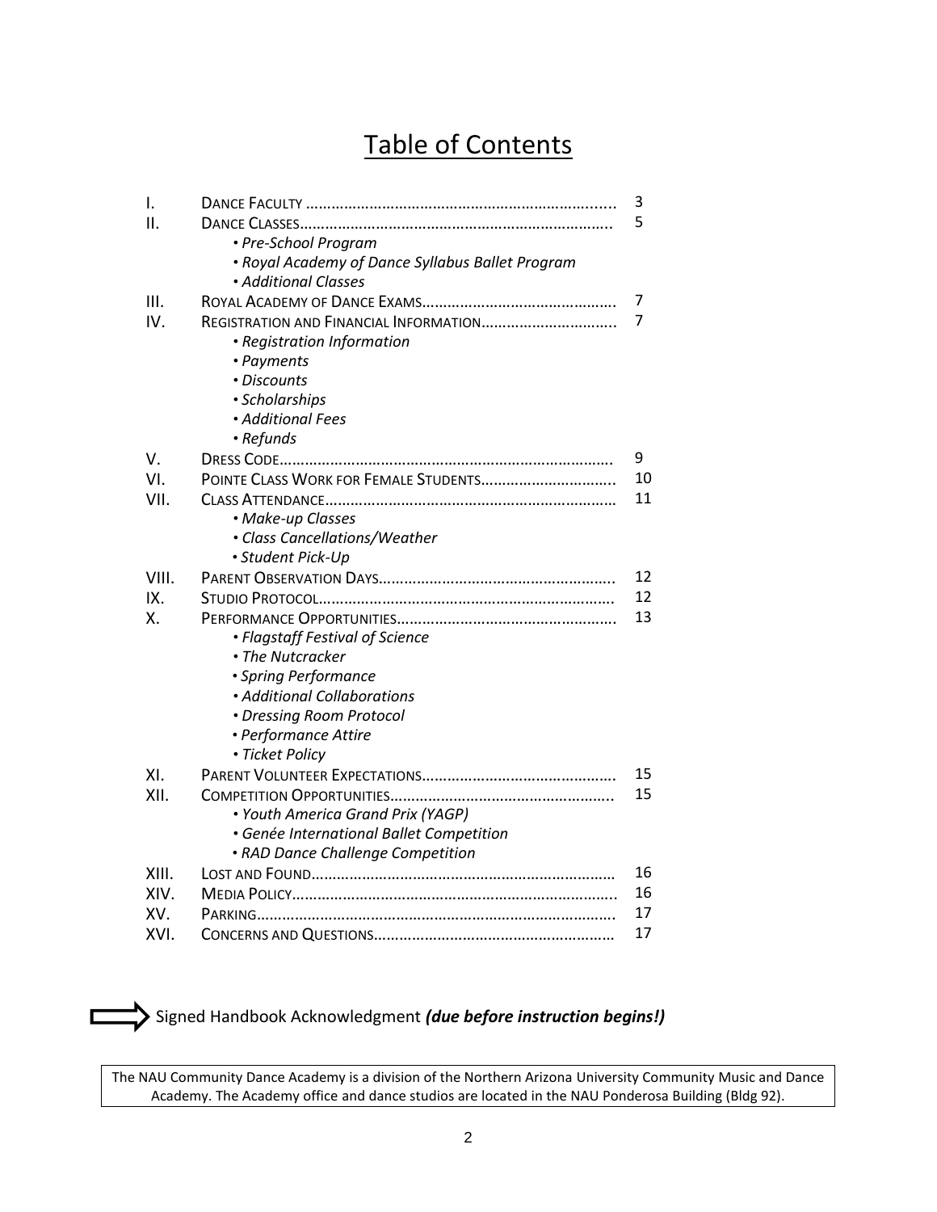# Table of Contents

| | | |
|---|---|---|
| I. | DANCE FACULTY | 3 |
| II. | DANCE CLASSES | 5 |
| | • *Pre-School Program* | |
| | • *Royal Academy of Dance Syllabus Ballet Program* | |
| | • *Additional Classes* | |
| III. | ROYAL ACADEMY OF DANCE EXAMS | 7 |
| IV. | REGISTRATION AND FINANCIAL INFORMATION | 7 |
| | • *Registration Information* | |
| | • *Payments* | |
| | • *Discounts* | |
| | • *Scholarships* | |
| | • *Additional Fees* | |
| | • *Refunds* | |
| V. | DRESS CODE | 9 |
| VI. | POINTE CLASS WORK FOR FEMALE STUDENTS | 10 |
| VII. | CLASS ATTENDANCE | 11 |
| | • *Make-up Classes* | |
| | • *Class Cancellations/Weather* | |
| | • *Student Pick-Up* | |
| VIII. | PARENT OBSERVATION DAYS | 12 |
| IX. | STUDIO PROTOCOL | 12 |
| X. | PERFORMANCE OPPORTUNITIES | 13 |
| | • *Flagstaff Festival of Science* | |
| | • *The Nutcracker* | |
| | • *Spring Performance* | |
| | • *Additional Collaborations* | |
| | • *Dressing Room Protocol* | |
| | • *Performance Attire* | |
| | • *Ticket Policy* | |
| XI. | PARENT VOLUNTEER EXPECTATIONS | 15 |
| XII. | COMPETITION OPPORTUNITIES | 15 |
| | • *Youth America Grand Prix (YAGP)* | |
| | • *Genée International Ballet Competition* | |
| | • *RAD Dance Challenge Competition* | |
| XIII. | LOST AND FOUND | 16 |
| XIV. | MEDIA POLICY | 16 |
| XV. | PARKING | 17 |
| XVI. | CONCERNS AND QUESTIONS | 17 |

➡ Signed Handbook Acknowledgment ***(due before instruction begins!)***

The NAU Community Dance Academy is a division of the Northern Arizona University Community Music and Dance Academy. The Academy office and dance studios are located in the NAU Ponderosa Building (Bldg 92).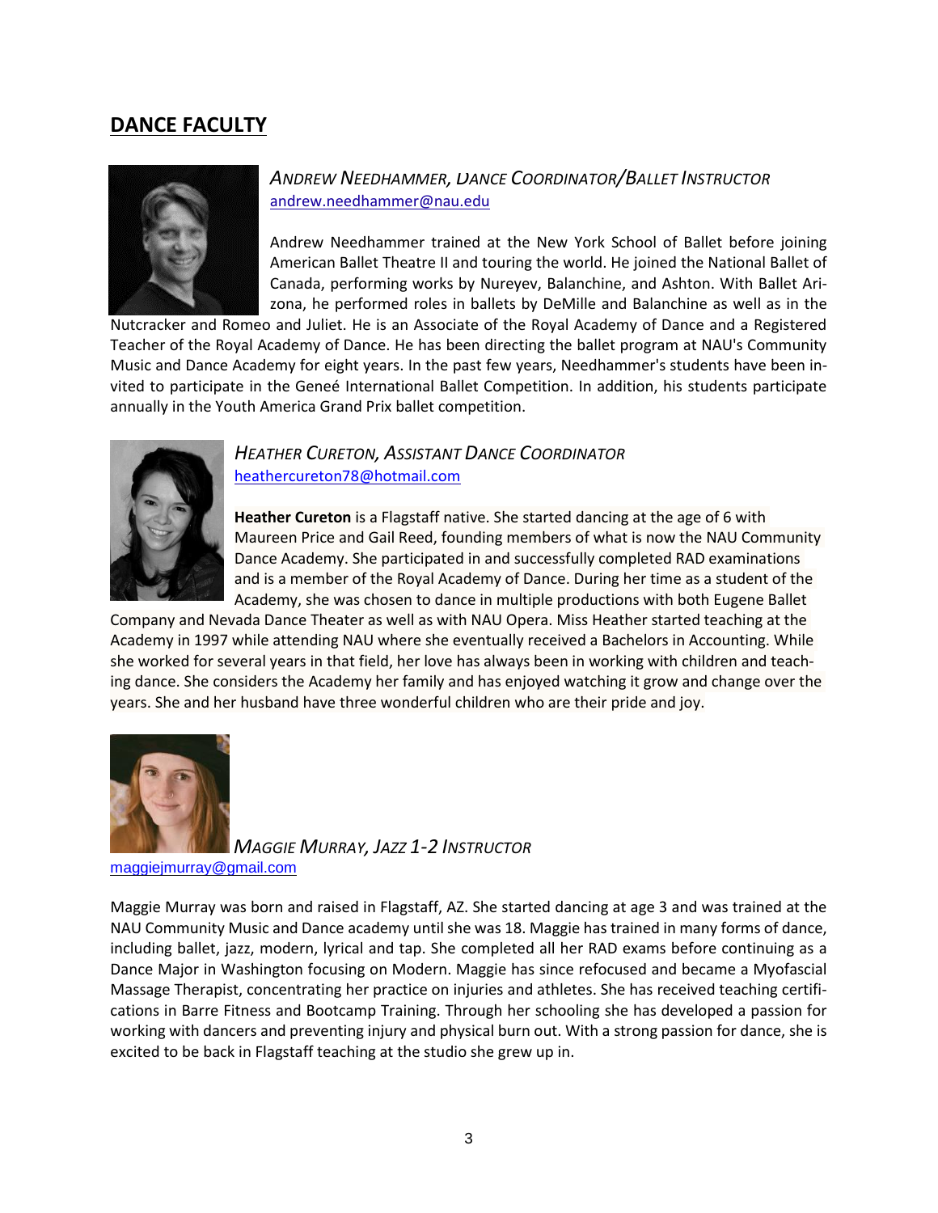## DANCE FACULTY

### *Andrew Needhammer, Dance Coordinator/Ballet Instructor*

andrew.needhammer@nau.edu

Andrew Needhammer trained at the New York School of Ballet before joining American Ballet Theatre II and touring the world. He joined the National Ballet of Canada, performing works by Nureyev, Balanchine, and Ashton. With Ballet Arizona, he performed roles in ballets by DeMille and Balanchine as well as in the Nutcracker and Romeo and Juliet. He is an Associate of the Royal Academy of Dance and a Registered Teacher of the Royal Academy of Dance. He has been directing the ballet program at NAU's Community Music and Dance Academy for eight years. In the past few years, Needhammer's students have been invited to participate in the Geneé International Ballet Competition. In addition, his students participate annually in the Youth America Grand Prix ballet competition.

### *Heather Cureton, Assistant Dance Coordinator*

heathercureton78@hotmail.com

**Heather Cureton** is a Flagstaff native. She started dancing at the age of 6 with Maureen Price and Gail Reed, founding members of what is now the NAU Community Dance Academy. She participated in and successfully completed RAD examinations and is a member of the Royal Academy of Dance. During her time as a student of the Academy, she was chosen to dance in multiple productions with both Eugene Ballet Company and Nevada Dance Theater as well as with NAU Opera. Miss Heather started teaching at the Academy in 1997 while attending NAU where she eventually received a Bachelors in Accounting. While she worked for several years in that field, her love has always been in working with children and teaching dance. She considers the Academy her family and has enjoyed watching it grow and change over the years. She and her husband have three wonderful children who are their pride and joy.

### *Maggie Murray, Jazz 1-2 Instructor*

maggiejmurray@gmail.com

Maggie Murray was born and raised in Flagstaff, AZ. She started dancing at age 3 and was trained at the NAU Community Music and Dance academy until she was 18. Maggie has trained in many forms of dance, including ballet, jazz, modern, lyrical and tap. She completed all her RAD exams before continuing as a Dance Major in Washington focusing on Modern. Maggie has since refocused and became a Myofascial Massage Therapist, concentrating her practice on injuries and athletes. She has received teaching certifications in Barre Fitness and Bootcamp Training. Through her schooling she has developed a passion for working with dancers and preventing injury and physical burn out. With a strong passion for dance, she is excited to be back in Flagstaff teaching at the studio she grew up in.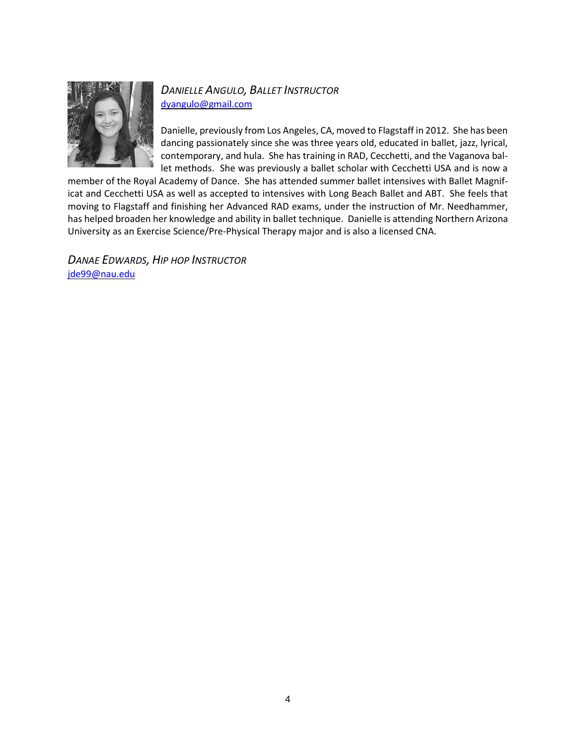*DANIELLE ANGULO, BALLET INSTRUCTOR*
dyangulo@gmail.com

Danielle, previously from Los Angeles, CA, moved to Flagstaff in 2012. She has been dancing passionately since she was three years old, educated in ballet, jazz, lyrical, contemporary, and hula. She has training in RAD, Cecchetti, and the Vaganova ballet methods. She was previously a ballet scholar with Cecchetti USA and is now a member of the Royal Academy of Dance. She has attended summer ballet intensives with Ballet Magnificat and Cecchetti USA as well as accepted to intensives with Long Beach Ballet and ABT. She feels that moving to Flagstaff and finishing her Advanced RAD exams, under the instruction of Mr. Needhammer, has helped broaden her knowledge and ability in ballet technique. Danielle is attending Northern Arizona University as an Exercise Science/Pre-Physical Therapy major and is also a licensed CNA.

*DANAE EDWARDS, HIP HOP INSTRUCTOR*
jde99@nau.edu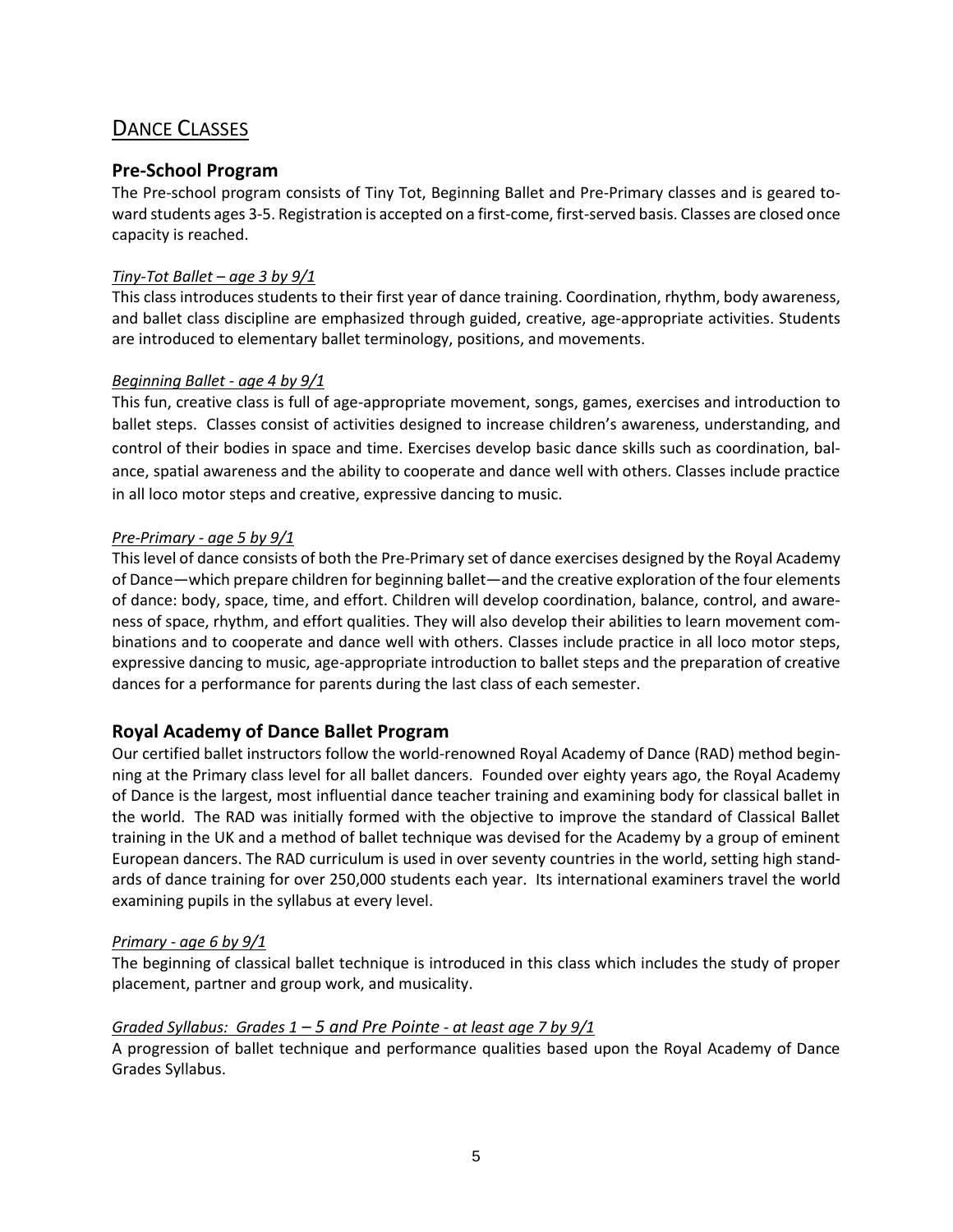## DANCE CLASSES

### Pre-School Program

The Pre-school program consists of Tiny Tot, Beginning Ballet and Pre-Primary classes and is geared toward students ages 3-5. Registration is accepted on a first-come, first-served basis. Classes are closed once capacity is reached.

*Tiny-Tot Ballet – age 3 by 9/1*

This class introduces students to their first year of dance training. Coordination, rhythm, body awareness, and ballet class discipline are emphasized through guided, creative, age-appropriate activities. Students are introduced to elementary ballet terminology, positions, and movements.

*Beginning Ballet - age 4 by 9/1*

This fun, creative class is full of age-appropriate movement, songs, games, exercises and introduction to ballet steps. Classes consist of activities designed to increase children's awareness, understanding, and control of their bodies in space and time. Exercises develop basic dance skills such as coordination, balance, spatial awareness and the ability to cooperate and dance well with others. Classes include practice in all loco motor steps and creative, expressive dancing to music.

*Pre-Primary - age 5 by 9/1*

This level of dance consists of both the Pre-Primary set of dance exercises designed by the Royal Academy of Dance—which prepare children for beginning ballet—and the creative exploration of the four elements of dance: body, space, time, and effort. Children will develop coordination, balance, control, and awareness of space, rhythm, and effort qualities. They will also develop their abilities to learn movement combinations and to cooperate and dance well with others. Classes include practice in all loco motor steps, expressive dancing to music, age-appropriate introduction to ballet steps and the preparation of creative dances for a performance for parents during the last class of each semester.

### Royal Academy of Dance Ballet Program

Our certified ballet instructors follow the world-renowned Royal Academy of Dance (RAD) method beginning at the Primary class level for all ballet dancers. Founded over eighty years ago, the Royal Academy of Dance is the largest, most influential dance teacher training and examining body for classical ballet in the world. The RAD was initially formed with the objective to improve the standard of Classical Ballet training in the UK and a method of ballet technique was devised for the Academy by a group of eminent European dancers. The RAD curriculum is used in over seventy countries in the world, setting high standards of dance training for over 250,000 students each year. Its international examiners travel the world examining pupils in the syllabus at every level.

*Primary - age 6 by 9/1*

The beginning of classical ballet technique is introduced in this class which includes the study of proper placement, partner and group work, and musicality.

*Graded Syllabus: Grades 1 – 5 and Pre Pointe - at least age 7 by 9/1*

A progression of ballet technique and performance qualities based upon the Royal Academy of Dance Grades Syllabus.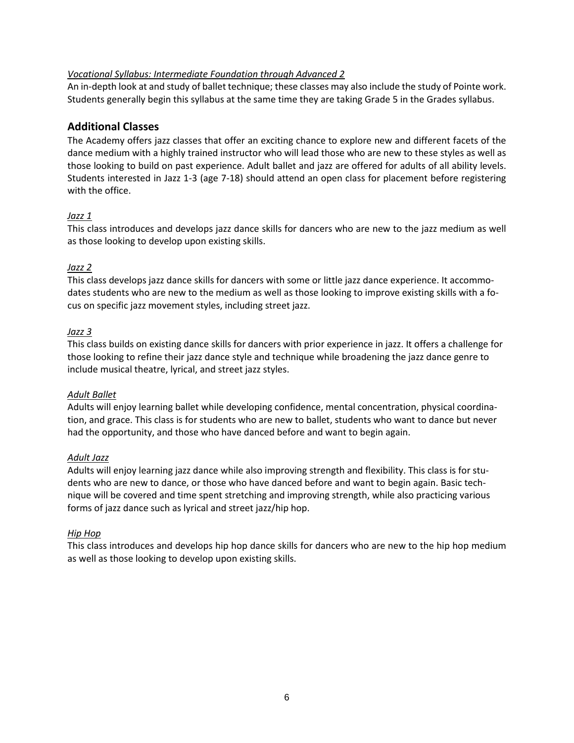*Vocational Syllabus: Intermediate Foundation through Advanced 2*

An in-depth look at and study of ballet technique; these classes may also include the study of Pointe work. Students generally begin this syllabus at the same time they are taking Grade 5 in the Grades syllabus.

## Additional Classes

The Academy offers jazz classes that offer an exciting chance to explore new and different facets of the dance medium with a highly trained instructor who will lead those who are new to these styles as well as those looking to build on past experience. Adult ballet and jazz are offered for adults of all ability levels. Students interested in Jazz 1-3 (age 7-18) should attend an open class for placement before registering with the office.

*Jazz 1*

This class introduces and develops jazz dance skills for dancers who are new to the jazz medium as well as those looking to develop upon existing skills.

*Jazz 2*

This class develops jazz dance skills for dancers with some or little jazz dance experience. It accommodates students who are new to the medium as well as those looking to improve existing skills with a focus on specific jazz movement styles, including street jazz.

*Jazz 3*

This class builds on existing dance skills for dancers with prior experience in jazz. It offers a challenge for those looking to refine their jazz dance style and technique while broadening the jazz dance genre to include musical theatre, lyrical, and street jazz styles.

*Adult Ballet*

Adults will enjoy learning ballet while developing confidence, mental concentration, physical coordination, and grace. This class is for students who are new to ballet, students who want to dance but never had the opportunity, and those who have danced before and want to begin again.

*Adult Jazz*

Adults will enjoy learning jazz dance while also improving strength and flexibility. This class is for students who are new to dance, or those who have danced before and want to begin again. Basic technique will be covered and time spent stretching and improving strength, while also practicing various forms of jazz dance such as lyrical and street jazz/hip hop.

*Hip Hop*

This class introduces and develops hip hop dance skills for dancers who are new to the hip hop medium as well as those looking to develop upon existing skills.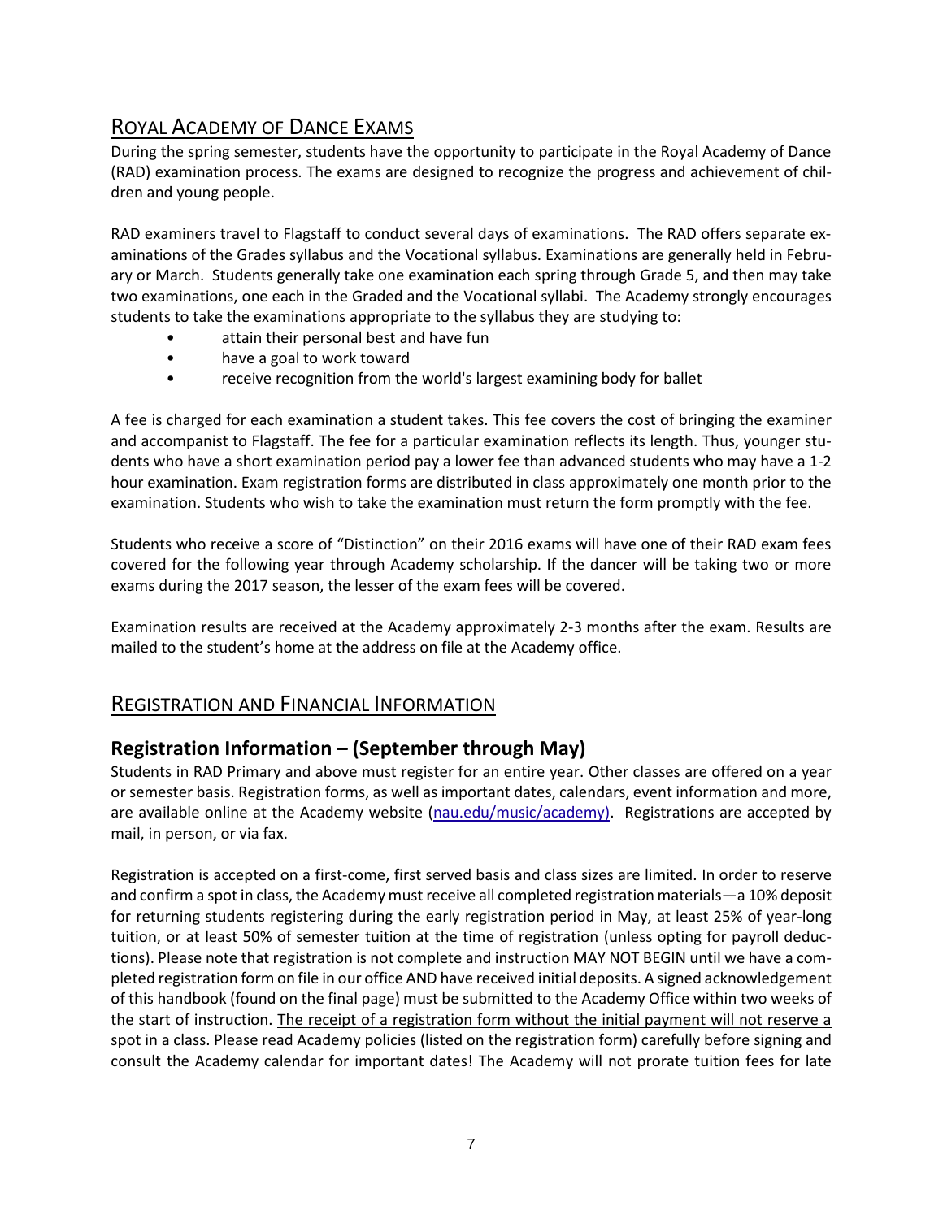## ROYAL ACADEMY OF DANCE EXAMS

During the spring semester, students have the opportunity to participate in the Royal Academy of Dance (RAD) examination process. The exams are designed to recognize the progress and achievement of children and young people.

RAD examiners travel to Flagstaff to conduct several days of examinations. The RAD offers separate examinations of the Grades syllabus and the Vocational syllabus. Examinations are generally held in February or March. Students generally take one examination each spring through Grade 5, and then may take two examinations, one each in the Graded and the Vocational syllabi. The Academy strongly encourages students to take the examinations appropriate to the syllabus they are studying to:

- attain their personal best and have fun
- have a goal to work toward
- receive recognition from the world's largest examining body for ballet

A fee is charged for each examination a student takes. This fee covers the cost of bringing the examiner and accompanist to Flagstaff. The fee for a particular examination reflects its length. Thus, younger students who have a short examination period pay a lower fee than advanced students who may have a 1-2 hour examination. Exam registration forms are distributed in class approximately one month prior to the examination. Students who wish to take the examination must return the form promptly with the fee.

Students who receive a score of "Distinction" on their 2016 exams will have one of their RAD exam fees covered for the following year through Academy scholarship. If the dancer will be taking two or more exams during the 2017 season, the lesser of the exam fees will be covered.

Examination results are received at the Academy approximately 2-3 months after the exam. Results are mailed to the student's home at the address on file at the Academy office.

## REGISTRATION AND FINANCIAL INFORMATION

### Registration Information – (September through May)

Students in RAD Primary and above must register for an entire year. Other classes are offered on a year or semester basis. Registration forms, as well as important dates, calendars, event information and more, are available online at the Academy website (nau.edu/music/academy). Registrations are accepted by mail, in person, or via fax.

Registration is accepted on a first-come, first served basis and class sizes are limited. In order to reserve and confirm a spot in class, the Academy must receive all completed registration materials—a 10% deposit for returning students registering during the early registration period in May, at least 25% of year-long tuition, or at least 50% of semester tuition at the time of registration (unless opting for payroll deductions). Please note that registration is not complete and instruction MAY NOT BEGIN until we have a completed registration form on file in our office AND have received initial deposits. A signed acknowledgement of this handbook (found on the final page) must be submitted to the Academy Office within two weeks of the start of instruction. <u>The receipt of a registration form without the initial payment will not reserve a spot in a class.</u> Please read Academy policies (listed on the registration form) carefully before signing and consult the Academy calendar for important dates! The Academy will not prorate tuition fees for late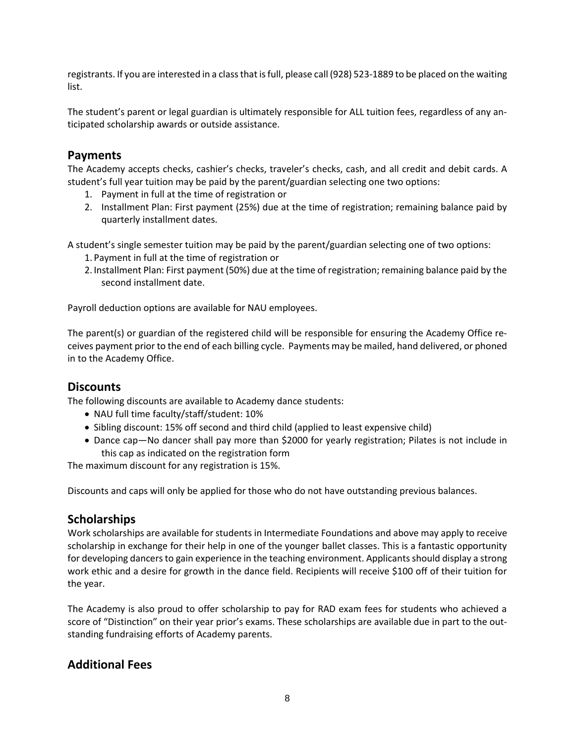registrants. If you are interested in a class that is full, please call (928) 523-1889 to be placed on the waiting list.

The student's parent or legal guardian is ultimately responsible for ALL tuition fees, regardless of any anticipated scholarship awards or outside assistance.

## Payments

The Academy accepts checks, cashier's checks, traveler's checks, cash, and all credit and debit cards. A student's full year tuition may be paid by the parent/guardian selecting one two options:

1. Payment in full at the time of registration or
2. Installment Plan: First payment (25%) due at the time of registration; remaining balance paid by quarterly installment dates.

A student's single semester tuition may be paid by the parent/guardian selecting one of two options:

1. Payment in full at the time of registration or
2. Installment Plan: First payment (50%) due at the time of registration; remaining balance paid by the second installment date.

Payroll deduction options are available for NAU employees.

The parent(s) or guardian of the registered child will be responsible for ensuring the Academy Office receives payment prior to the end of each billing cycle. Payments may be mailed, hand delivered, or phoned in to the Academy Office.

## Discounts

The following discounts are available to Academy dance students:

- NAU full time faculty/staff/student: 10%
- Sibling discount: 15% off second and third child (applied to least expensive child)
- Dance cap—No dancer shall pay more than $2000 for yearly registration; Pilates is not include in this cap as indicated on the registration form

The maximum discount for any registration is 15%.

Discounts and caps will only be applied for those who do not have outstanding previous balances.

## Scholarships

Work scholarships are available for students in Intermediate Foundations and above may apply to receive scholarship in exchange for their help in one of the younger ballet classes. This is a fantastic opportunity for developing dancers to gain experience in the teaching environment. Applicants should display a strong work ethic and a desire for growth in the dance field. Recipients will receive $100 off of their tuition for the year.

The Academy is also proud to offer scholarship to pay for RAD exam fees for students who achieved a score of "Distinction" on their year prior's exams. These scholarships are available due in part to the outstanding fundraising efforts of Academy parents.

## Additional Fees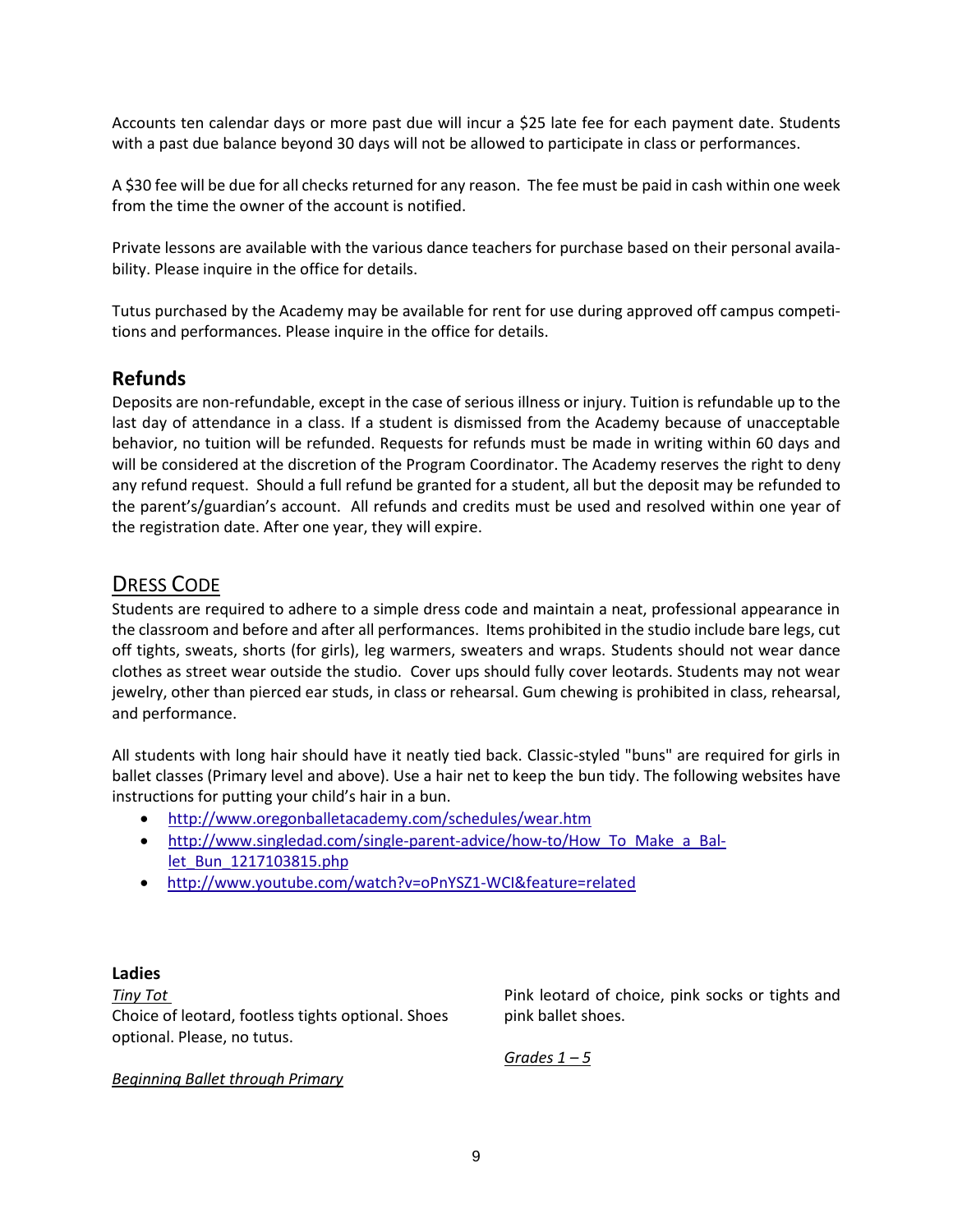Accounts ten calendar days or more past due will incur a $25 late fee for each payment date. Students with a past due balance beyond 30 days will not be allowed to participate in class or performances.

A $30 fee will be due for all checks returned for any reason. The fee must be paid in cash within one week from the time the owner of the account is notified.

Private lessons are available with the various dance teachers for purchase based on their personal availability. Please inquire in the office for details.

Tutus purchased by the Academy may be available for rent for use during approved off campus competitions and performances. Please inquire in the office for details.

## Refunds

Deposits are non-refundable, except in the case of serious illness or injury. Tuition is refundable up to the last day of attendance in a class. If a student is dismissed from the Academy because of unacceptable behavior, no tuition will be refunded. Requests for refunds must be made in writing within 60 days and will be considered at the discretion of the Program Coordinator. The Academy reserves the right to deny any refund request. Should a full refund be granted for a student, all but the deposit may be refunded to the parent's/guardian's account. All refunds and credits must be used and resolved within one year of the registration date. After one year, they will expire.

## DRESS CODE

Students are required to adhere to a simple dress code and maintain a neat, professional appearance in the classroom and before and after all performances. Items prohibited in the studio include bare legs, cut off tights, sweats, shorts (for girls), leg warmers, sweaters and wraps. Students should not wear dance clothes as street wear outside the studio. Cover ups should fully cover leotards. Students may not wear jewelry, other than pierced ear studs, in class or rehearsal. Gum chewing is prohibited in class, rehearsal, and performance.

All students with long hair should have it neatly tied back. Classic-styled "buns" are required for girls in ballet classes (Primary level and above). Use a hair net to keep the bun tidy. The following websites have instructions for putting your child's hair in a bun.

- http://www.oregonballetacademy.com/schedules/wear.htm
- http://www.singledad.com/single-parent-advice/how-to/How_To_Make_a_Ballet_Bun_1217103815.php
- http://www.youtube.com/watch?v=oPnYSZ1-WCI&feature=related

**Ladies**

*Tiny Tot*
Choice of leotard, footless tights optional. Shoes optional. Please, no tutus.

*Beginning Ballet through Primary*
Pink leotard of choice, pink socks or tights and pink ballet shoes.

*Grades 1 – 5*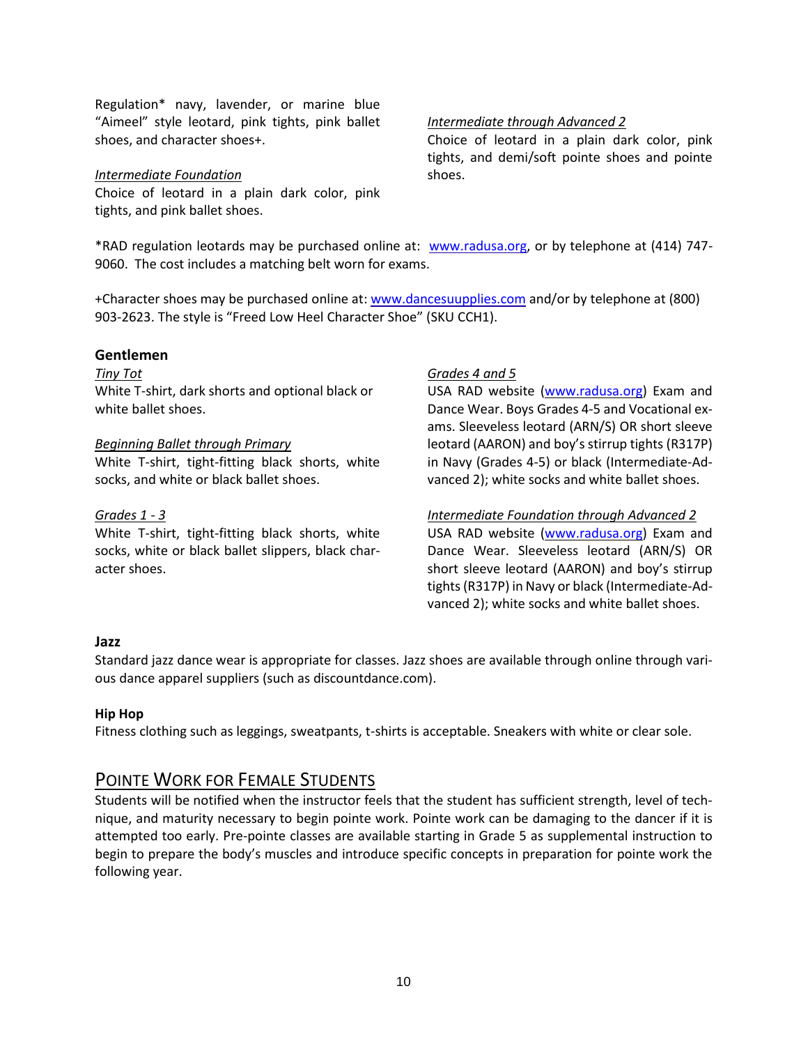Regulation* navy, lavender, or marine blue "Aimeel" style leotard, pink tights, pink ballet shoes, and character shoes+.

*Intermediate Foundation*
Choice of leotard in a plain dark color, pink tights, and pink ballet shoes.

*Intermediate through Advanced 2*
Choice of leotard in a plain dark color, pink tights, and demi/soft pointe shoes and pointe shoes.

*RAD regulation leotards may be purchased online at: www.radusa.org, or by telephone at (414) 747-9060. The cost includes a matching belt worn for exams.

+Character shoes may be purchased online at: www.dancesuupplies.com and/or by telephone at (800) 903-2623. The style is "Freed Low Heel Character Shoe" (SKU CCH1).

### Gentlemen

*Tiny Tot*
White T-shirt, dark shorts and optional black or white ballet shoes.

*Beginning Ballet through Primary*
White T-shirt, tight-fitting black shorts, white socks, and white or black ballet shoes.

*Grades 1 - 3*
White T-shirt, tight-fitting black shorts, white socks, white or black ballet slippers, black character shoes.

*Grades 4 and 5*
USA RAD website (www.radusa.org) Exam and Dance Wear. Boys Grades 4-5 and Vocational exams. Sleeveless leotard (ARN/S) OR short sleeve leotard (AARON) and boy's stirrup tights (R317P) in Navy (Grades 4-5) or black (Intermediate-Advanced 2); white socks and white ballet shoes.

*Intermediate Foundation through Advanced 2*
USA RAD website (www.radusa.org) Exam and Dance Wear. Sleeveless leotard (ARN/S) OR short sleeve leotard (AARON) and boy's stirrup tights (R317P) in Navy or black (Intermediate-Advanced 2); white socks and white ballet shoes.

**Jazz**
Standard jazz dance wear is appropriate for classes. Jazz shoes are available through online through various dance apparel suppliers (such as discountdance.com).

**Hip Hop**
Fitness clothing such as leggings, sweatpants, t-shirts is acceptable. Sneakers with white or clear sole.

## Pointe Work for Female Students

Students will be notified when the instructor feels that the student has sufficient strength, level of technique, and maturity necessary to begin pointe work. Pointe work can be damaging to the dancer if it is attempted too early. Pre-pointe classes are available starting in Grade 5 as supplemental instruction to begin to prepare the body's muscles and introduce specific concepts in preparation for pointe work the following year.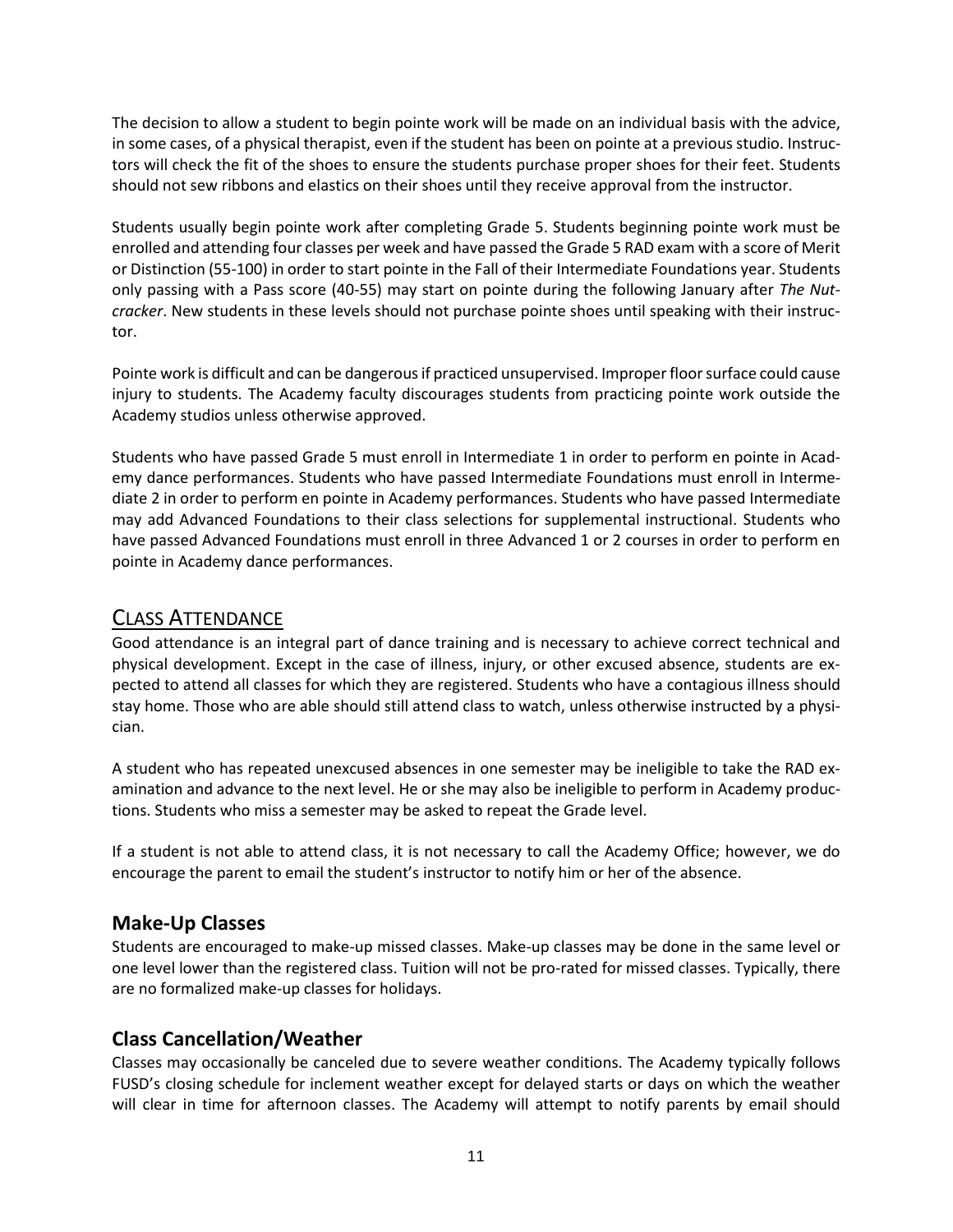The decision to allow a student to begin pointe work will be made on an individual basis with the advice, in some cases, of a physical therapist, even if the student has been on pointe at a previous studio. Instructors will check the fit of the shoes to ensure the students purchase proper shoes for their feet. Students should not sew ribbons and elastics on their shoes until they receive approval from the instructor.

Students usually begin pointe work after completing Grade 5. Students beginning pointe work must be enrolled and attending four classes per week and have passed the Grade 5 RAD exam with a score of Merit or Distinction (55-100) in order to start pointe in the Fall of their Intermediate Foundations year. Students only passing with a Pass score (40-55) may start on pointe during the following January after *The Nutcracker*. New students in these levels should not purchase pointe shoes until speaking with their instructor.

Pointe work is difficult and can be dangerous if practiced unsupervised. Improper floor surface could cause injury to students. The Academy faculty discourages students from practicing pointe work outside the Academy studios unless otherwise approved.

Students who have passed Grade 5 must enroll in Intermediate 1 in order to perform en pointe in Academy dance performances. Students who have passed Intermediate Foundations must enroll in Intermediate 2 in order to perform en pointe in Academy performances. Students who have passed Intermediate may add Advanced Foundations to their class selections for supplemental instructional. Students who have passed Advanced Foundations must enroll in three Advanced 1 or 2 courses in order to perform en pointe in Academy dance performances.

## Class Attendance

Good attendance is an integral part of dance training and is necessary to achieve correct technical and physical development. Except in the case of illness, injury, or other excused absence, students are expected to attend all classes for which they are registered. Students who have a contagious illness should stay home. Those who are able should still attend class to watch, unless otherwise instructed by a physician.

A student who has repeated unexcused absences in one semester may be ineligible to take the RAD examination and advance to the next level. He or she may also be ineligible to perform in Academy productions. Students who miss a semester may be asked to repeat the Grade level.

If a student is not able to attend class, it is not necessary to call the Academy Office; however, we do encourage the parent to email the student's instructor to notify him or her of the absence.

### Make-Up Classes

Students are encouraged to make-up missed classes. Make-up classes may be done in the same level or one level lower than the registered class. Tuition will not be pro-rated for missed classes. Typically, there are no formalized make-up classes for holidays.

### Class Cancellation/Weather

Classes may occasionally be canceled due to severe weather conditions. The Academy typically follows FUSD's closing schedule for inclement weather except for delayed starts or days on which the weather will clear in time for afternoon classes. The Academy will attempt to notify parents by email should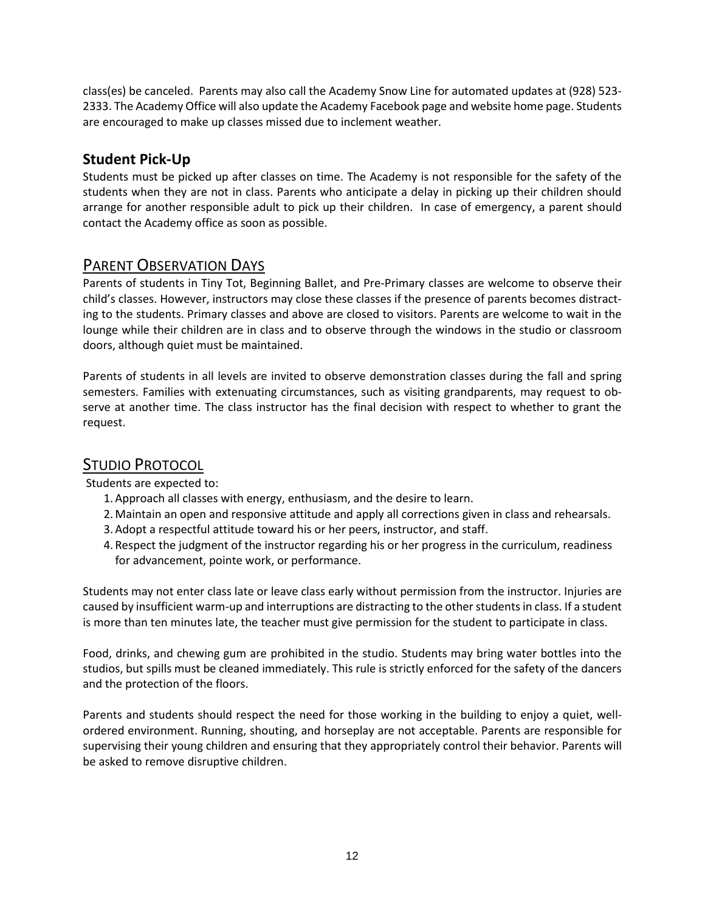class(es) be canceled. Parents may also call the Academy Snow Line for automated updates at (928) 523-2333. The Academy Office will also update the Academy Facebook page and website home page. Students are encouraged to make up classes missed due to inclement weather.

### Student Pick-Up

Students must be picked up after classes on time. The Academy is not responsible for the safety of the students when they are not in class. Parents who anticipate a delay in picking up their children should arrange for another responsible adult to pick up their children. In case of emergency, a parent should contact the Academy office as soon as possible.

## Parent Observation Days

Parents of students in Tiny Tot, Beginning Ballet, and Pre-Primary classes are welcome to observe their child's classes. However, instructors may close these classes if the presence of parents becomes distracting to the students. Primary classes and above are closed to visitors. Parents are welcome to wait in the lounge while their children are in class and to observe through the windows in the studio or classroom doors, although quiet must be maintained.

Parents of students in all levels are invited to observe demonstration classes during the fall and spring semesters. Families with extenuating circumstances, such as visiting grandparents, may request to observe at another time. The class instructor has the final decision with respect to whether to grant the request.

## Studio Protocol

Students are expected to:

1. Approach all classes with energy, enthusiasm, and the desire to learn.
2. Maintain an open and responsive attitude and apply all corrections given in class and rehearsals.
3. Adopt a respectful attitude toward his or her peers, instructor, and staff.
4. Respect the judgment of the instructor regarding his or her progress in the curriculum, readiness for advancement, pointe work, or performance.

Students may not enter class late or leave class early without permission from the instructor. Injuries are caused by insufficient warm-up and interruptions are distracting to the other students in class. If a student is more than ten minutes late, the teacher must give permission for the student to participate in class.

Food, drinks, and chewing gum are prohibited in the studio. Students may bring water bottles into the studios, but spills must be cleaned immediately. This rule is strictly enforced for the safety of the dancers and the protection of the floors.

Parents and students should respect the need for those working in the building to enjoy a quiet, well-ordered environment. Running, shouting, and horseplay are not acceptable. Parents are responsible for supervising their young children and ensuring that they appropriately control their behavior. Parents will be asked to remove disruptive children.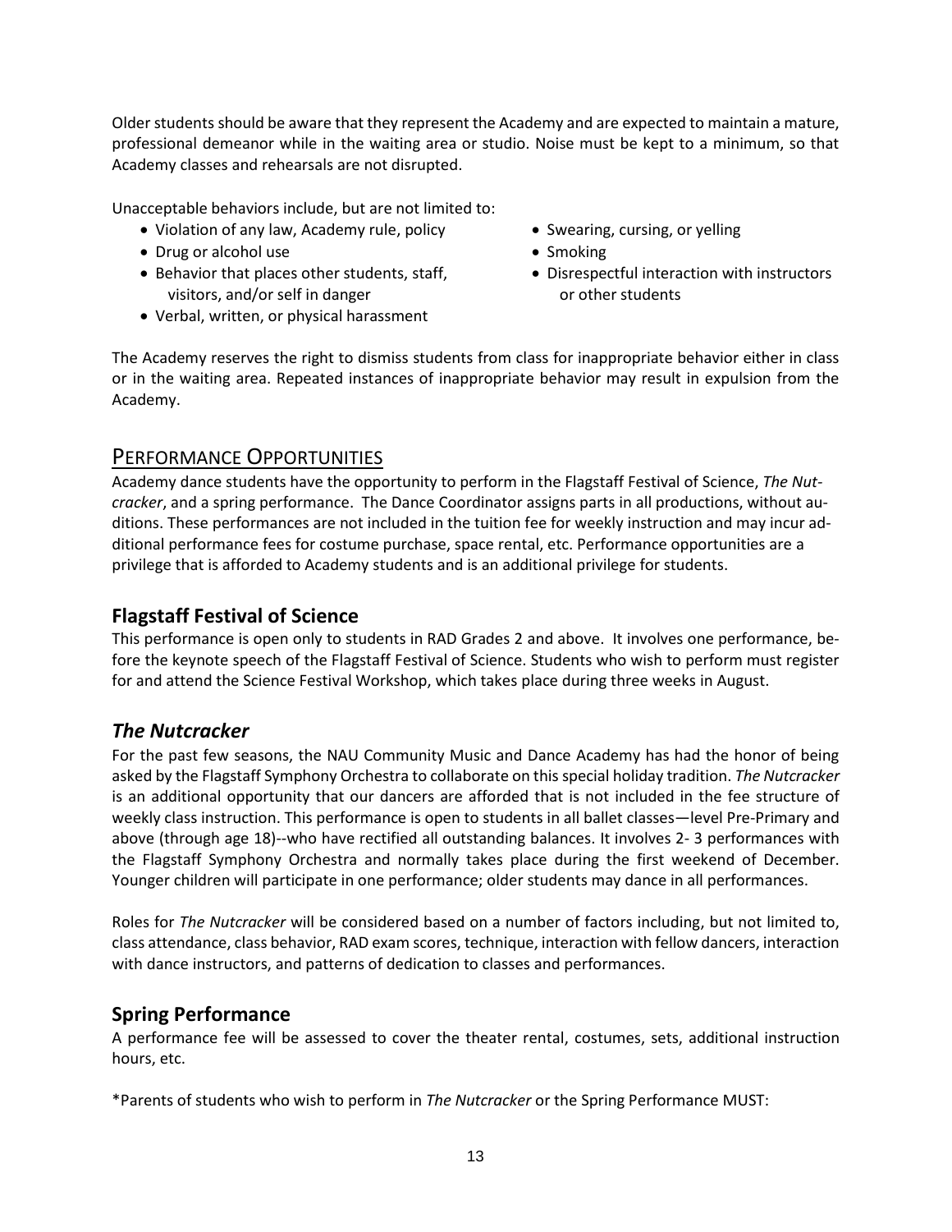Older students should be aware that they represent the Academy and are expected to maintain a mature, professional demeanor while in the waiting area or studio. Noise must be kept to a minimum, so that Academy classes and rehearsals are not disrupted.

Unacceptable behaviors include, but are not limited to:

- Violation of any law, Academy rule, policy
- Drug or alcohol use
- Behavior that places other students, staff, visitors, and/or self in danger
- Verbal, written, or physical harassment
- Swearing, cursing, or yelling
- Smoking
- Disrespectful interaction with instructors or other students

The Academy reserves the right to dismiss students from class for inappropriate behavior either in class or in the waiting area. Repeated instances of inappropriate behavior may result in expulsion from the Academy.

## PERFORMANCE OPPORTUNITIES

Academy dance students have the opportunity to perform in the Flagstaff Festival of Science, *The Nutcracker*, and a spring performance. The Dance Coordinator assigns parts in all productions, without auditions. These performances are not included in the tuition fee for weekly instruction and may incur additional performance fees for costume purchase, space rental, etc. Performance opportunities are a privilege that is afforded to Academy students and is an additional privilege for students.

### Flagstaff Festival of Science

This performance is open only to students in RAD Grades 2 and above. It involves one performance, before the keynote speech of the Flagstaff Festival of Science. Students who wish to perform must register for and attend the Science Festival Workshop, which takes place during three weeks in August.

### *The Nutcracker*

For the past few seasons, the NAU Community Music and Dance Academy has had the honor of being asked by the Flagstaff Symphony Orchestra to collaborate on this special holiday tradition. *The Nutcracker* is an additional opportunity that our dancers are afforded that is not included in the fee structure of weekly class instruction. This performance is open to students in all ballet classes—level Pre-Primary and above (through age 18)--who have rectified all outstanding balances. It involves 2- 3 performances with the Flagstaff Symphony Orchestra and normally takes place during the first weekend of December. Younger children will participate in one performance; older students may dance in all performances.

Roles for *The Nutcracker* will be considered based on a number of factors including, but not limited to, class attendance, class behavior, RAD exam scores, technique, interaction with fellow dancers, interaction with dance instructors, and patterns of dedication to classes and performances.

### Spring Performance

A performance fee will be assessed to cover the theater rental, costumes, sets, additional instruction hours, etc.

*Parents of students who wish to perform in *The Nutcracker* or the Spring Performance MUST: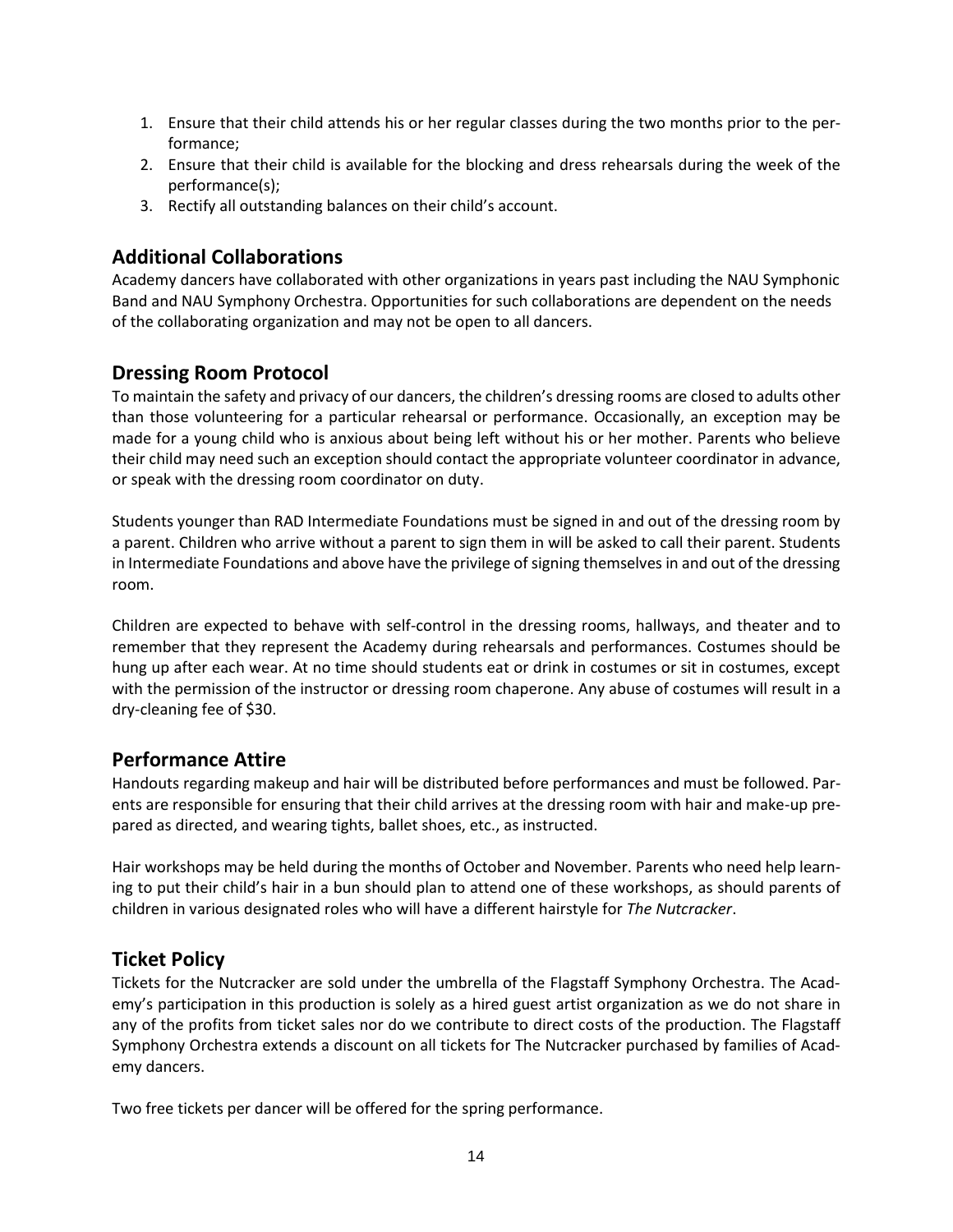1. Ensure that their child attends his or her regular classes during the two months prior to the performance;
2. Ensure that their child is available for the blocking and dress rehearsals during the week of the performance(s);
3. Rectify all outstanding balances on their child's account.

## Additional Collaborations

Academy dancers have collaborated with other organizations in years past including the NAU Symphonic Band and NAU Symphony Orchestra. Opportunities for such collaborations are dependent on the needs of the collaborating organization and may not be open to all dancers.

## Dressing Room Protocol

To maintain the safety and privacy of our dancers, the children's dressing rooms are closed to adults other than those volunteering for a particular rehearsal or performance. Occasionally, an exception may be made for a young child who is anxious about being left without his or her mother. Parents who believe their child may need such an exception should contact the appropriate volunteer coordinator in advance, or speak with the dressing room coordinator on duty.

Students younger than RAD Intermediate Foundations must be signed in and out of the dressing room by a parent. Children who arrive without a parent to sign them in will be asked to call their parent. Students in Intermediate Foundations and above have the privilege of signing themselves in and out of the dressing room.

Children are expected to behave with self-control in the dressing rooms, hallways, and theater and to remember that they represent the Academy during rehearsals and performances. Costumes should be hung up after each wear. At no time should students eat or drink in costumes or sit in costumes, except with the permission of the instructor or dressing room chaperone. Any abuse of costumes will result in a dry-cleaning fee of $30.

## Performance Attire

Handouts regarding makeup and hair will be distributed before performances and must be followed. Parents are responsible for ensuring that their child arrives at the dressing room with hair and make-up prepared as directed, and wearing tights, ballet shoes, etc., as instructed.

Hair workshops may be held during the months of October and November. Parents who need help learning to put their child's hair in a bun should plan to attend one of these workshops, as should parents of children in various designated roles who will have a different hairstyle for *The Nutcracker*.

## Ticket Policy

Tickets for the Nutcracker are sold under the umbrella of the Flagstaff Symphony Orchestra. The Academy's participation in this production is solely as a hired guest artist organization as we do not share in any of the profits from ticket sales nor do we contribute to direct costs of the production. The Flagstaff Symphony Orchestra extends a discount on all tickets for The Nutcracker purchased by families of Academy dancers.

Two free tickets per dancer will be offered for the spring performance.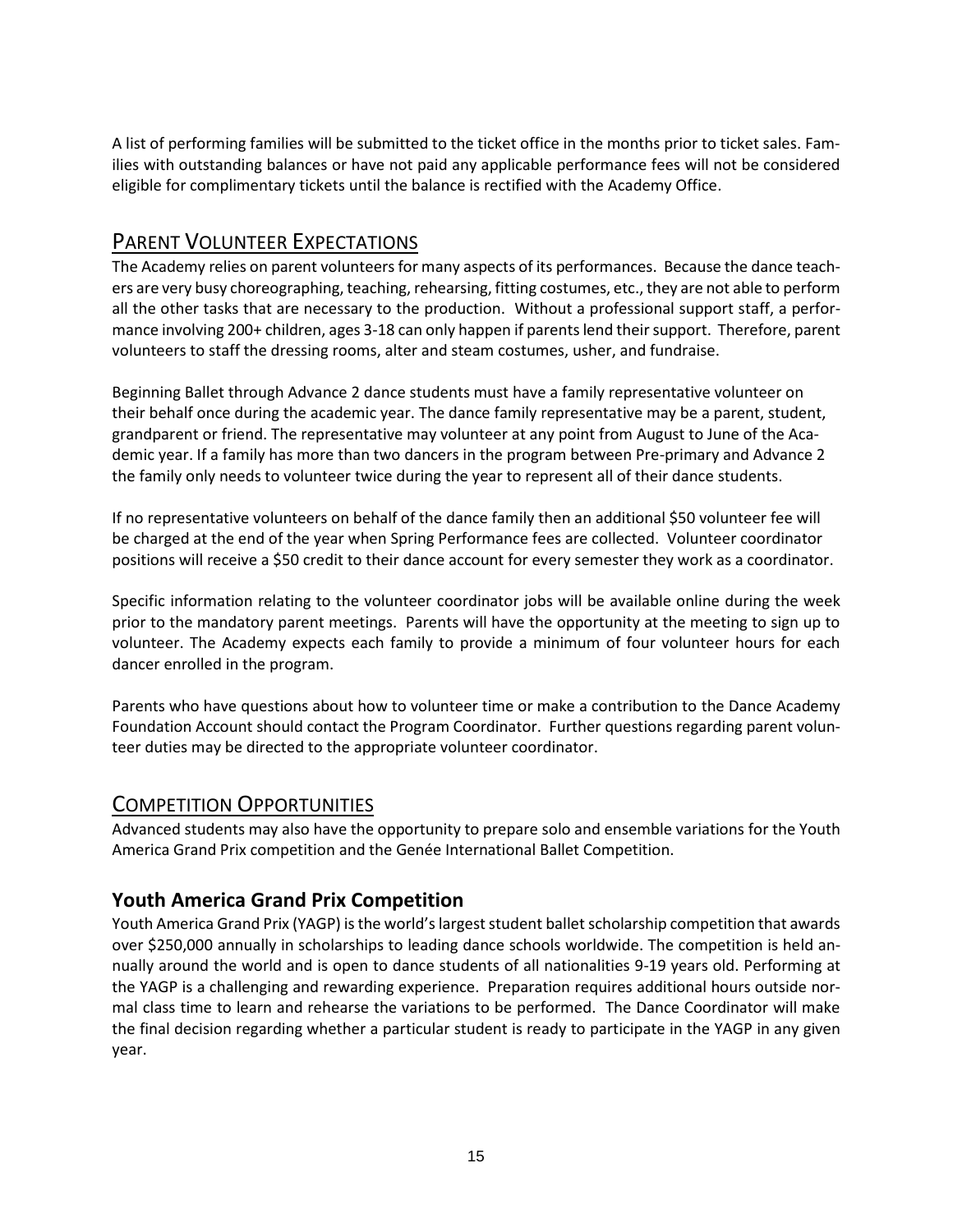A list of performing families will be submitted to the ticket office in the months prior to ticket sales. Families with outstanding balances or have not paid any applicable performance fees will not be considered eligible for complimentary tickets until the balance is rectified with the Academy Office.

## Parent Volunteer Expectations

The Academy relies on parent volunteers for many aspects of its performances. Because the dance teachers are very busy choreographing, teaching, rehearsing, fitting costumes, etc., they are not able to perform all the other tasks that are necessary to the production. Without a professional support staff, a performance involving 200+ children, ages 3-18 can only happen if parents lend their support. Therefore, parent volunteers to staff the dressing rooms, alter and steam costumes, usher, and fundraise.

Beginning Ballet through Advance 2 dance students must have a family representative volunteer on their behalf once during the academic year. The dance family representative may be a parent, student, grandparent or friend. The representative may volunteer at any point from August to June of the Academic year. If a family has more than two dancers in the program between Pre-primary and Advance 2 the family only needs to volunteer twice during the year to represent all of their dance students.

If no representative volunteers on behalf of the dance family then an additional $50 volunteer fee will be charged at the end of the year when Spring Performance fees are collected. Volunteer coordinator positions will receive a $50 credit to their dance account for every semester they work as a coordinator.

Specific information relating to the volunteer coordinator jobs will be available online during the week prior to the mandatory parent meetings. Parents will have the opportunity at the meeting to sign up to volunteer. The Academy expects each family to provide a minimum of four volunteer hours for each dancer enrolled in the program.

Parents who have questions about how to volunteer time or make a contribution to the Dance Academy Foundation Account should contact the Program Coordinator. Further questions regarding parent volunteer duties may be directed to the appropriate volunteer coordinator.

## Competition Opportunities

Advanced students may also have the opportunity to prepare solo and ensemble variations for the Youth America Grand Prix competition and the Genée International Ballet Competition.

### Youth America Grand Prix Competition

Youth America Grand Prix (YAGP) is the world's largest student ballet scholarship competition that awards over $250,000 annually in scholarships to leading dance schools worldwide. The competition is held annually around the world and is open to dance students of all nationalities 9-19 years old. Performing at the YAGP is a challenging and rewarding experience. Preparation requires additional hours outside normal class time to learn and rehearse the variations to be performed. The Dance Coordinator will make the final decision regarding whether a particular student is ready to participate in the YAGP in any given year.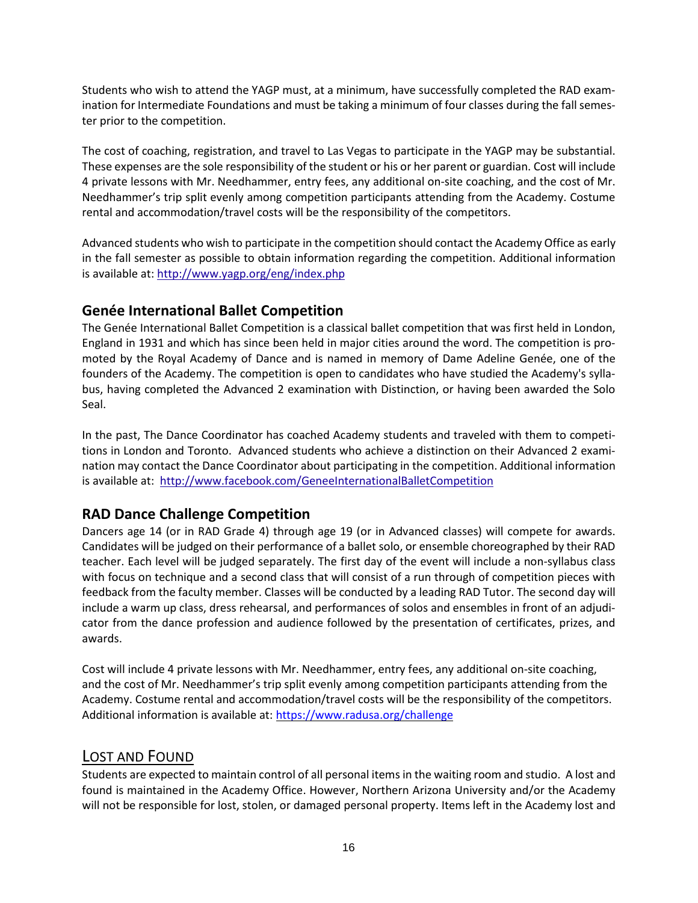Students who wish to attend the YAGP must, at a minimum, have successfully completed the RAD examination for Intermediate Foundations and must be taking a minimum of four classes during the fall semester prior to the competition.

The cost of coaching, registration, and travel to Las Vegas to participate in the YAGP may be substantial. These expenses are the sole responsibility of the student or his or her parent or guardian. Cost will include 4 private lessons with Mr. Needhammer, entry fees, any additional on-site coaching, and the cost of Mr. Needhammer's trip split evenly among competition participants attending from the Academy. Costume rental and accommodation/travel costs will be the responsibility of the competitors.

Advanced students who wish to participate in the competition should contact the Academy Office as early in the fall semester as possible to obtain information regarding the competition. Additional information is available at: http://www.yagp.org/eng/index.php

### Genée International Ballet Competition

The Genée International Ballet Competition is a classical ballet competition that was first held in London, England in 1931 and which has since been held in major cities around the word. The competition is promoted by the Royal Academy of Dance and is named in memory of Dame Adeline Genée, one of the founders of the Academy. The competition is open to candidates who have studied the Academy's syllabus, having completed the Advanced 2 examination with Distinction, or having been awarded the Solo Seal.

In the past, The Dance Coordinator has coached Academy students and traveled with them to competitions in London and Toronto. Advanced students who achieve a distinction on their Advanced 2 examination may contact the Dance Coordinator about participating in the competition. Additional information is available at: http://www.facebook.com/GeneeInternationalBalletCompetition

### RAD Dance Challenge Competition

Dancers age 14 (or in RAD Grade 4) through age 19 (or in Advanced classes) will compete for awards. Candidates will be judged on their performance of a ballet solo, or ensemble choreographed by their RAD teacher. Each level will be judged separately. The first day of the event will include a non-syllabus class with focus on technique and a second class that will consist of a run through of competition pieces with feedback from the faculty member. Classes will be conducted by a leading RAD Tutor. The second day will include a warm up class, dress rehearsal, and performances of solos and ensembles in front of an adjudicator from the dance profession and audience followed by the presentation of certificates, prizes, and awards.

Cost will include 4 private lessons with Mr. Needhammer, entry fees, any additional on-site coaching, and the cost of Mr. Needhammer's trip split evenly among competition participants attending from the Academy. Costume rental and accommodation/travel costs will be the responsibility of the competitors. Additional information is available at: https://www.radusa.org/challenge

## Lost and Found

Students are expected to maintain control of all personal items in the waiting room and studio. A lost and found is maintained in the Academy Office. However, Northern Arizona University and/or the Academy will not be responsible for lost, stolen, or damaged personal property. Items left in the Academy lost and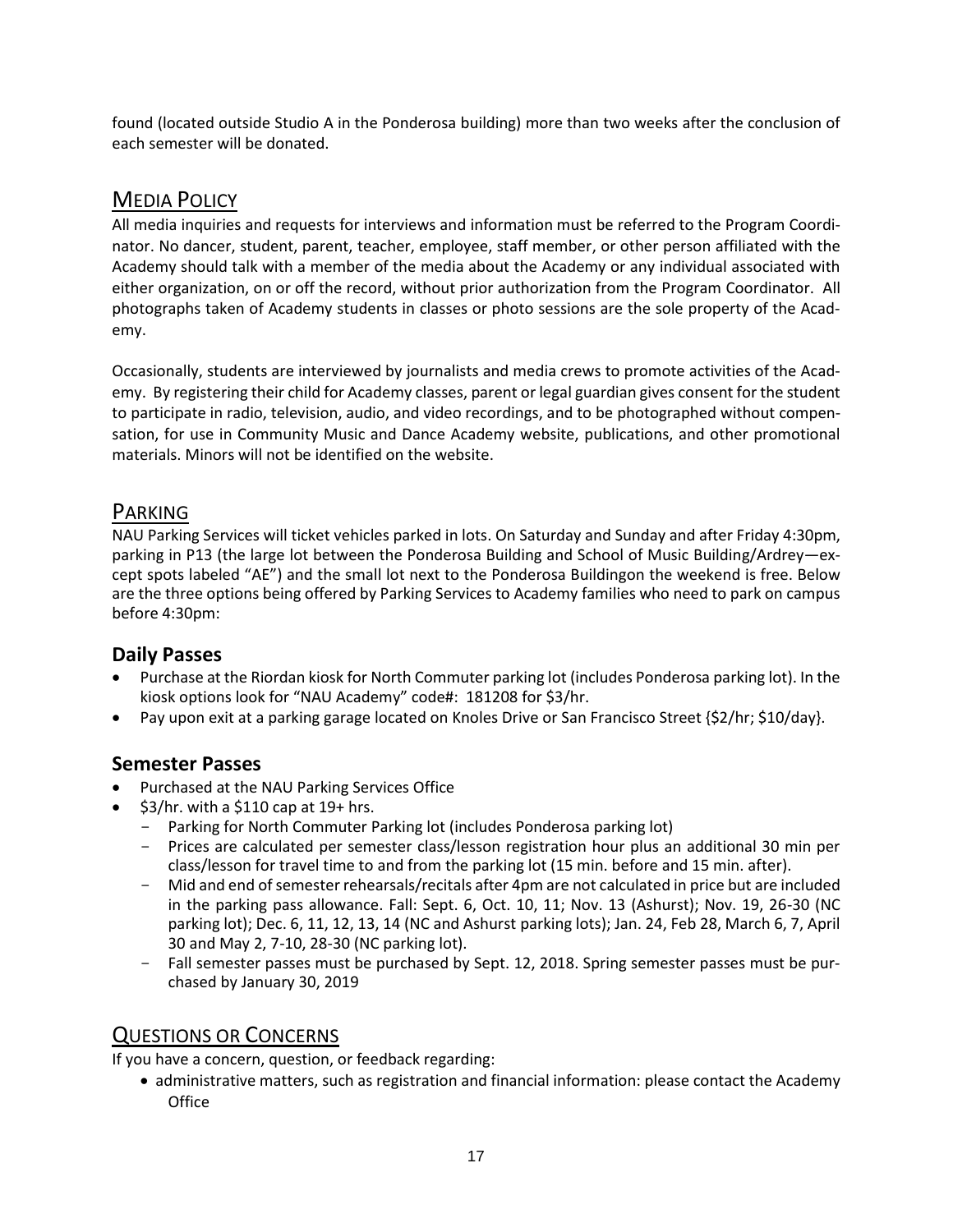found (located outside Studio A in the Ponderosa building) more than two weeks after the conclusion of each semester will be donated.

## MEDIA POLICY

All media inquiries and requests for interviews and information must be referred to the Program Coordinator. No dancer, student, parent, teacher, employee, staff member, or other person affiliated with the Academy should talk with a member of the media about the Academy or any individual associated with either organization, on or off the record, without prior authorization from the Program Coordinator. All photographs taken of Academy students in classes or photo sessions are the sole property of the Academy.

Occasionally, students are interviewed by journalists and media crews to promote activities of the Academy. By registering their child for Academy classes, parent or legal guardian gives consent for the student to participate in radio, television, audio, and video recordings, and to be photographed without compensation, for use in Community Music and Dance Academy website, publications, and other promotional materials. Minors will not be identified on the website.

## PARKING

NAU Parking Services will ticket vehicles parked in lots. On Saturday and Sunday and after Friday 4:30pm, parking in P13 (the large lot between the Ponderosa Building and School of Music Building/Ardrey—except spots labeled "AE") and the small lot next to the Ponderosa Buildingon the weekend is free. Below are the three options being offered by Parking Services to Academy families who need to park on campus before 4:30pm:

### Daily Passes

- Purchase at the Riordan kiosk for North Commuter parking lot (includes Ponderosa parking lot). In the kiosk options look for "NAU Academy" code#: 181208 for $3/hr.
- Pay upon exit at a parking garage located on Knoles Drive or San Francisco Street {$2/hr; $10/day}.

### Semester Passes

- Purchased at the NAU Parking Services Office
- $3/hr. with a $110 cap at 19+ hrs.
  - Parking for North Commuter Parking lot (includes Ponderosa parking lot)
  - Prices are calculated per semester class/lesson registration hour plus an additional 30 min per class/lesson for travel time to and from the parking lot (15 min. before and 15 min. after).
  - Mid and end of semester rehearsals/recitals after 4pm are not calculated in price but are included in the parking pass allowance. Fall: Sept. 6, Oct. 10, 11; Nov. 13 (Ashurst); Nov. 19, 26-30 (NC parking lot); Dec. 6, 11, 12, 13, 14 (NC and Ashurst parking lots); Jan. 24, Feb 28, March 6, 7, April 30 and May 2, 7-10, 28-30 (NC parking lot).
  - Fall semester passes must be purchased by Sept. 12, 2018. Spring semester passes must be purchased by January 30, 2019

## QUESTIONS OR CONCERNS

If you have a concern, question, or feedback regarding:

- administrative matters, such as registration and financial information: please contact the Academy Office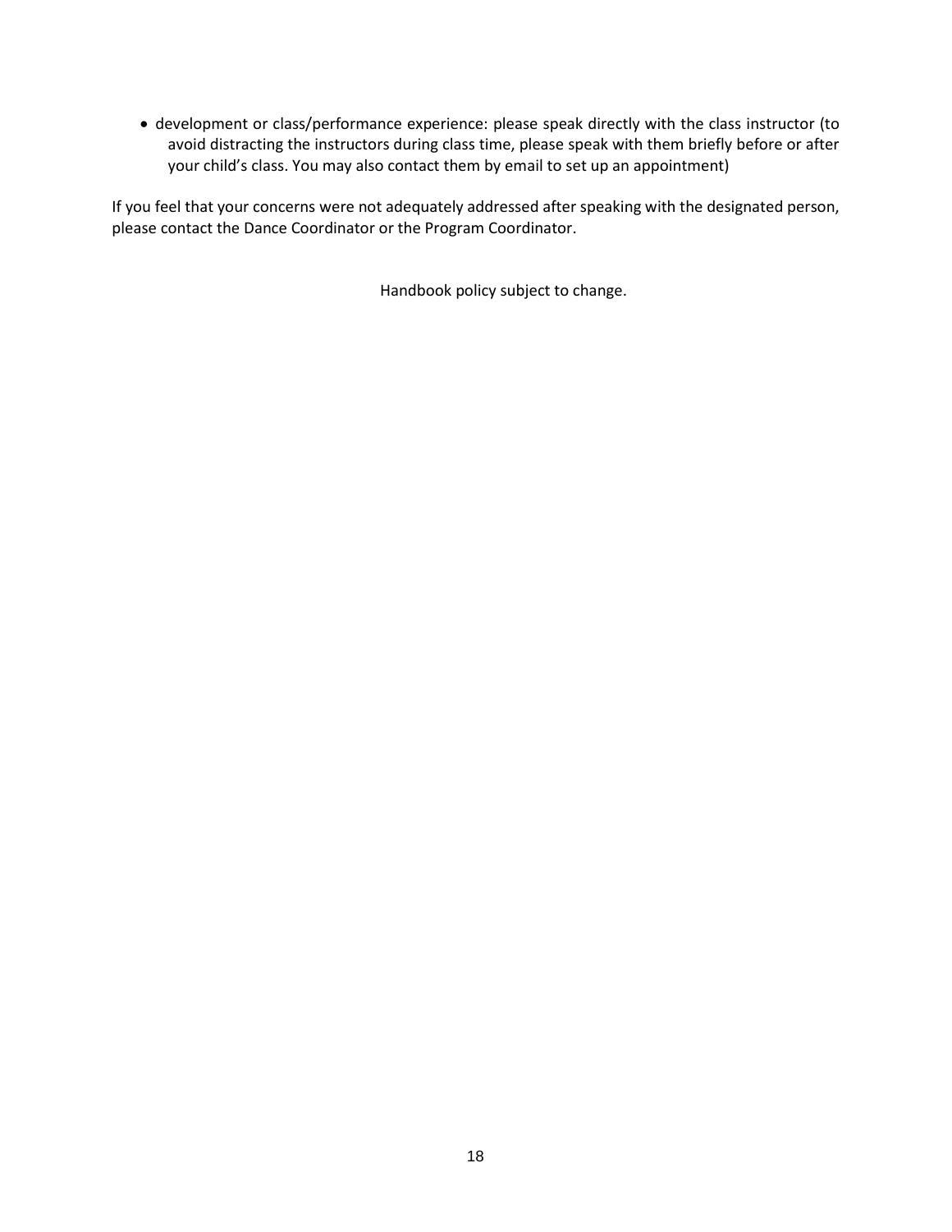- development or class/performance experience: please speak directly with the class instructor (to avoid distracting the instructors during class time, please speak with them briefly before or after your child's class. You may also contact them by email to set up an appointment)

If you feel that your concerns were not adequately addressed after speaking with the designated person, please contact the Dance Coordinator or the Program Coordinator.

Handbook policy subject to change.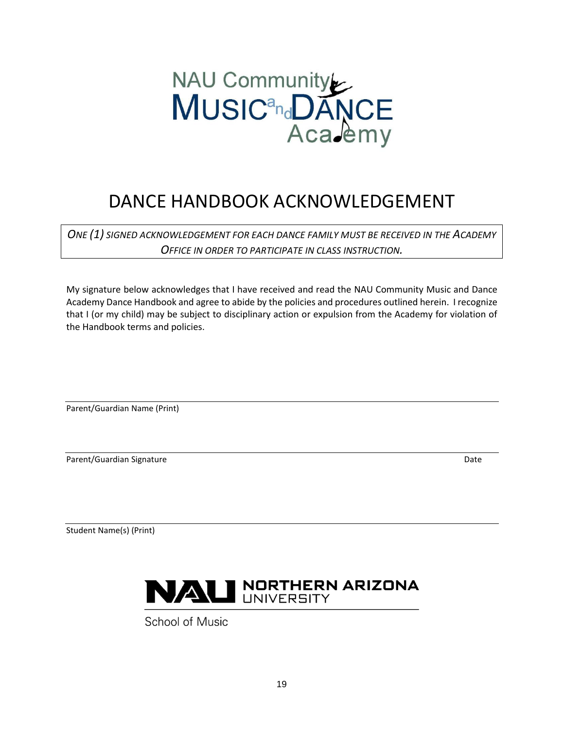NAU Community Music and Dance Academy

# DANCE HANDBOOK ACKNOWLEDGEMENT

*ONE (1) SIGNED ACKNOWLEDGEMENT FOR EACH DANCE FAMILY MUST BE RECEIVED IN THE ACADEMY OFFICE IN ORDER TO PARTICIPATE IN CLASS INSTRUCTION.*

My signature below acknowledges that I have received and read the NAU Community Music and Dance Academy Dance Handbook and agree to abide by the policies and procedures outlined herein. I recognize that I (or my child) may be subject to disciplinary action or expulsion from the Academy for violation of the Handbook terms and policies.

\_\_\_\_\_\_\_\_\_\_\_\_\_\_\_\_\_\_\_\_\_\_\_\_\_\_\_\_\_\_\_\_\_\_\_\_\_\_\_\_\_\_\_\_\_\_\_\_

Parent/Guardian Name (Print)

\_\_\_\_\_\_\_\_\_\_\_\_\_\_\_\_\_\_\_\_\_\_\_\_\_\_\_\_\_\_\_\_\_\_\_\_\_\_\_\_\_\_\_\_\_\_\_\_

Parent/Guardian Signature                                                                                      Date

\_\_\_\_\_\_\_\_\_\_\_\_\_\_\_\_\_\_\_\_\_\_\_\_\_\_\_\_\_\_\_\_\_\_\_\_\_\_\_\_\_\_\_\_\_\_\_\_

Student Name(s) (Print)

NAU NORTHERN ARIZONA UNIVERSITY

School of Music